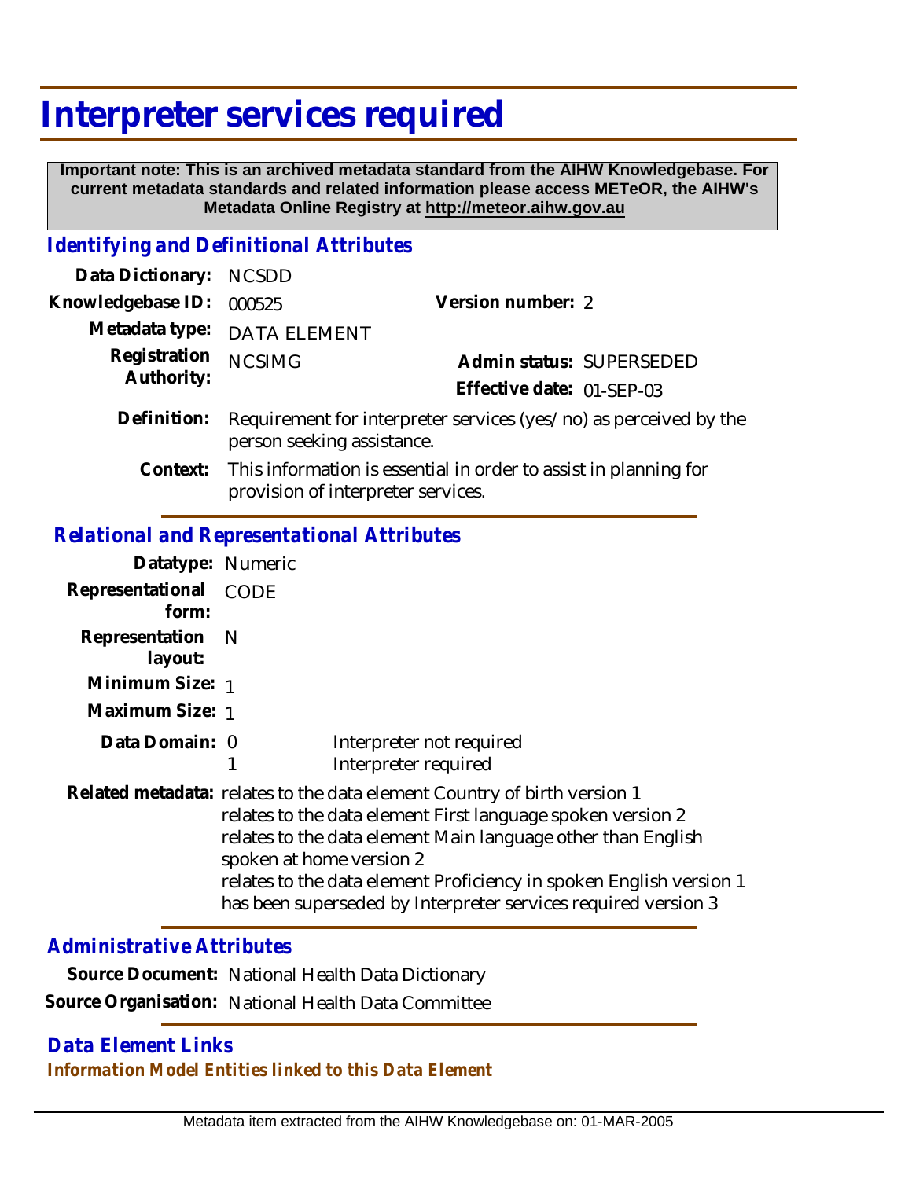# Interpreter services required

**Important note: This is an archived metadata standard from the AIHW Knowledgebase. For current metadata standards and related information please access METeOR, the AIHW's Metadata Online Registry at http://meteor.aihw.gov.au**

## *Identifying and Definitional Attributes*

**Data Dictionary:** NCSDD

**Knowledgebase ID:** 000525

**Version number:** 2

**Metadata type:** DATA ELEMENT

**Registration Authority:** NCSIMG

**Admin status:** SUPERSEDED

**Effective date:** 01-SEP-03

**Definition:** Requirement for interpreter services (yes/no) as perceived by the person seeking assistance.

**Context:** This information is essential in order to assist in planning for provision of interpreter services.

## *Relational and Representational Attributes*

**Datatype:** Numeric

**Representational form:** CODE

**Representation layout:** N

**Minimum Size:** 1

**Maximum Size:** 1

**Data Domain:**

0 Interpreter not required
1 Interpreter required

**Related metadata:**
relates to the data element Country of birth version 1
relates to the data element First language spoken version 2
relates to the data element Main language other than English spoken at home version 2
relates to the data element Proficiency in spoken English version 1
has been superseded by Interpreter services required version 3

## *Administrative Attributes*

**Source Document:** National Health Data Dictionary

**Source Organisation:** National Health Data Committee

## *Data Element Links*

### *Information Model Entities linked to this Data Element*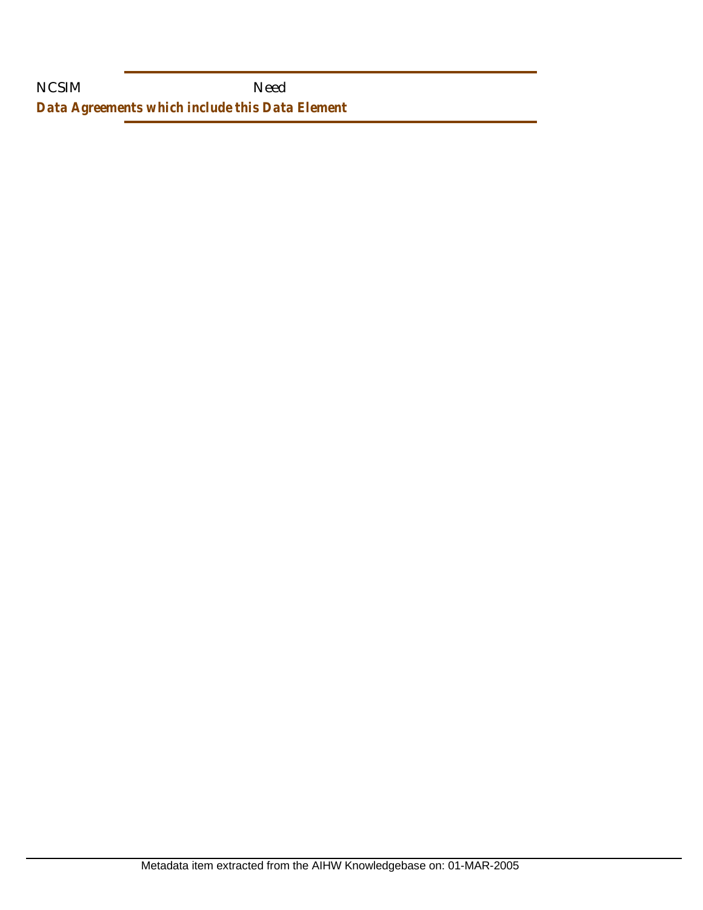NCSIM Need

**Data Agreements which include this Data Element**